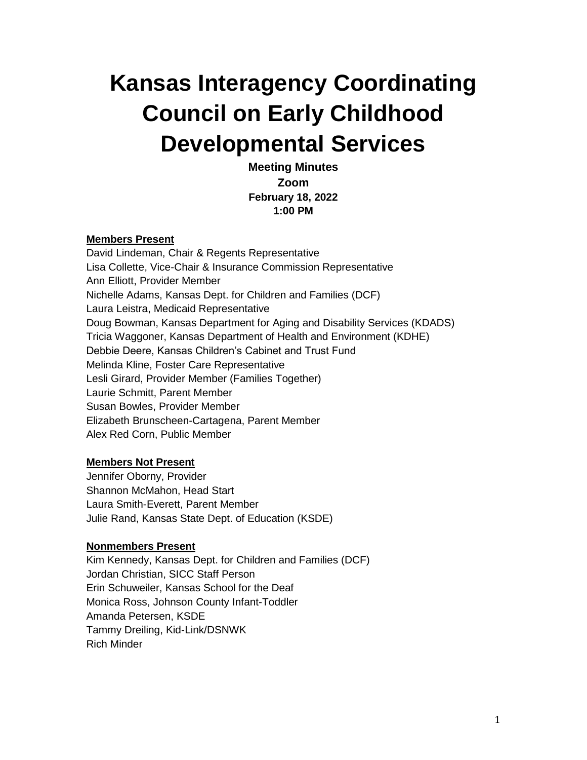# Kansas Interagency Coordinating Council on Early Childhood Developmental Services

**Meeting Minutes**
**Zoom**
**February 18, 2022**
**1:00 PM**

**Members Present**

David Lindeman, Chair & Regents Representative
Lisa Collette, Vice-Chair & Insurance Commission Representative
Ann Elliott, Provider Member
Nichelle Adams, Kansas Dept. for Children and Families (DCF)
Laura Leistra, Medicaid Representative
Doug Bowman, Kansas Department for Aging and Disability Services (KDADS)
Tricia Waggoner, Kansas Department of Health and Environment (KDHE)
Debbie Deere, Kansas Children's Cabinet and Trust Fund
Melinda Kline, Foster Care Representative
Lesli Girard, Provider Member (Families Together)
Laurie Schmitt, Parent Member
Susan Bowles, Provider Member
Elizabeth Brunscheen-Cartagena, Parent Member
Alex Red Corn, Public Member

**Members Not Present**

Jennifer Oborny, Provider
Shannon McMahon, Head Start
Laura Smith-Everett, Parent Member
Julie Rand, Kansas State Dept. of Education (KSDE)

**Nonmembers Present**

Kim Kennedy, Kansas Dept. for Children and Families (DCF)
Jordan Christian, SICC Staff Person
Erin Schuweiler, Kansas School for the Deaf
Monica Ross, Johnson County Infant-Toddler
Amanda Petersen, KSDE
Tammy Dreiling, Kid-Link/DSNWK
Rich Minder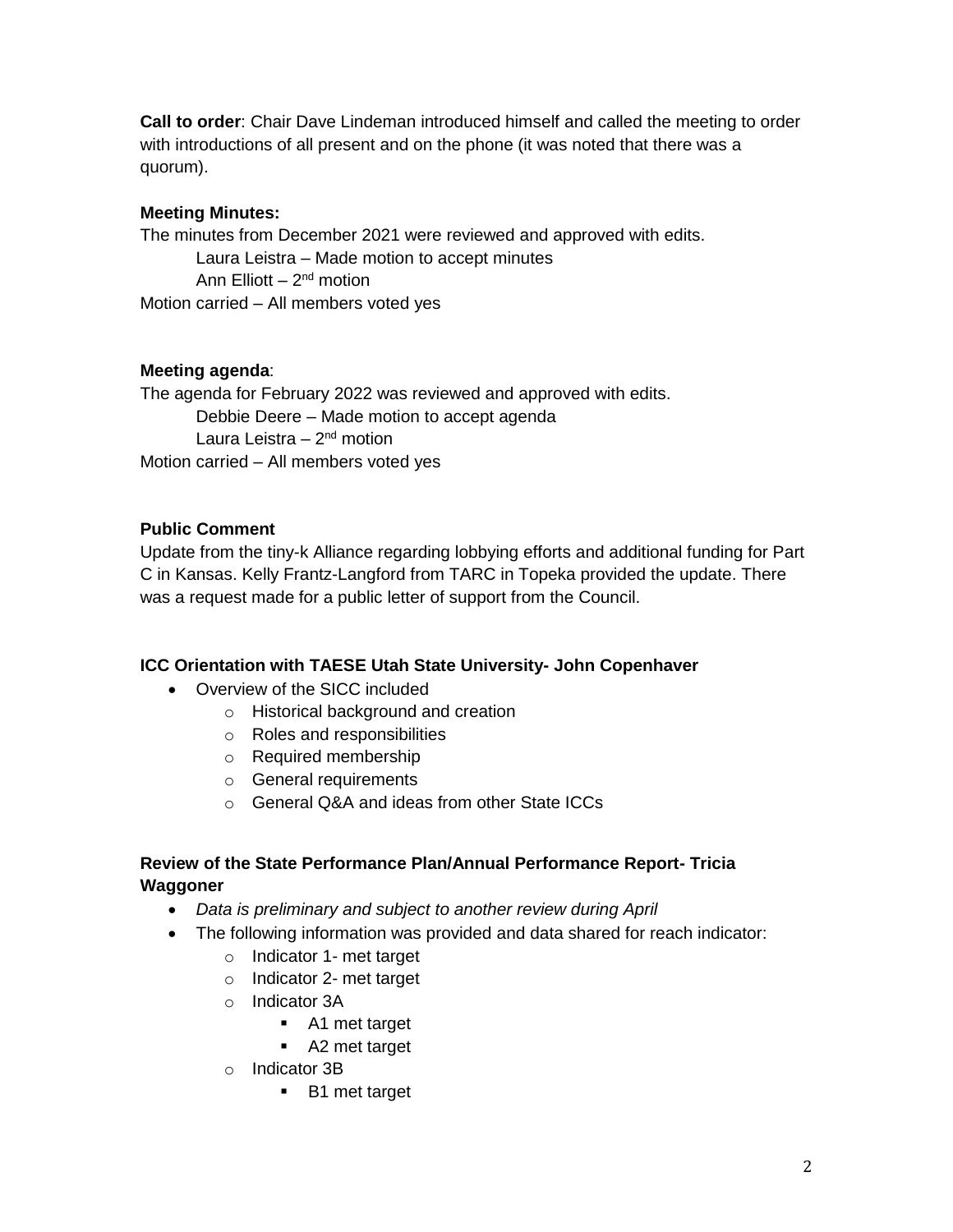**Call to order**: Chair Dave Lindeman introduced himself and called the meeting to order with introductions of all present and on the phone (it was noted that there was a quorum).

**Meeting Minutes:**

The minutes from December 2021 were reviewed and approved with edits.

Laura Leistra – Made motion to accept minutes

Ann Elliott – 2nd motion

Motion carried – All members voted yes

**Meeting agenda**:

The agenda for February 2022 was reviewed and approved with edits.

Debbie Deere – Made motion to accept agenda

Laura Leistra – 2nd motion

Motion carried – All members voted yes

**Public Comment**

Update from the tiny-k Alliance regarding lobbying efforts and additional funding for Part C in Kansas. Kelly Frantz-Langford from TARC in Topeka provided the update. There was a request made for a public letter of support from the Council.

**ICC Orientation with TAESE Utah State University- John Copenhaver**

- Overview of the SICC included
  - Historical background and creation
  - Roles and responsibilities
  - Required membership
  - General requirements
  - General Q&A and ideas from other State ICCs

**Review of the State Performance Plan/Annual Performance Report- Tricia Waggoner**

- *Data is preliminary and subject to another review during April*
- The following information was provided and data shared for reach indicator:
  - Indicator 1- met target
  - Indicator 2- met target
  - Indicator 3A
    - A1 met target
    - A2 met target
  - Indicator 3B
    - B1 met target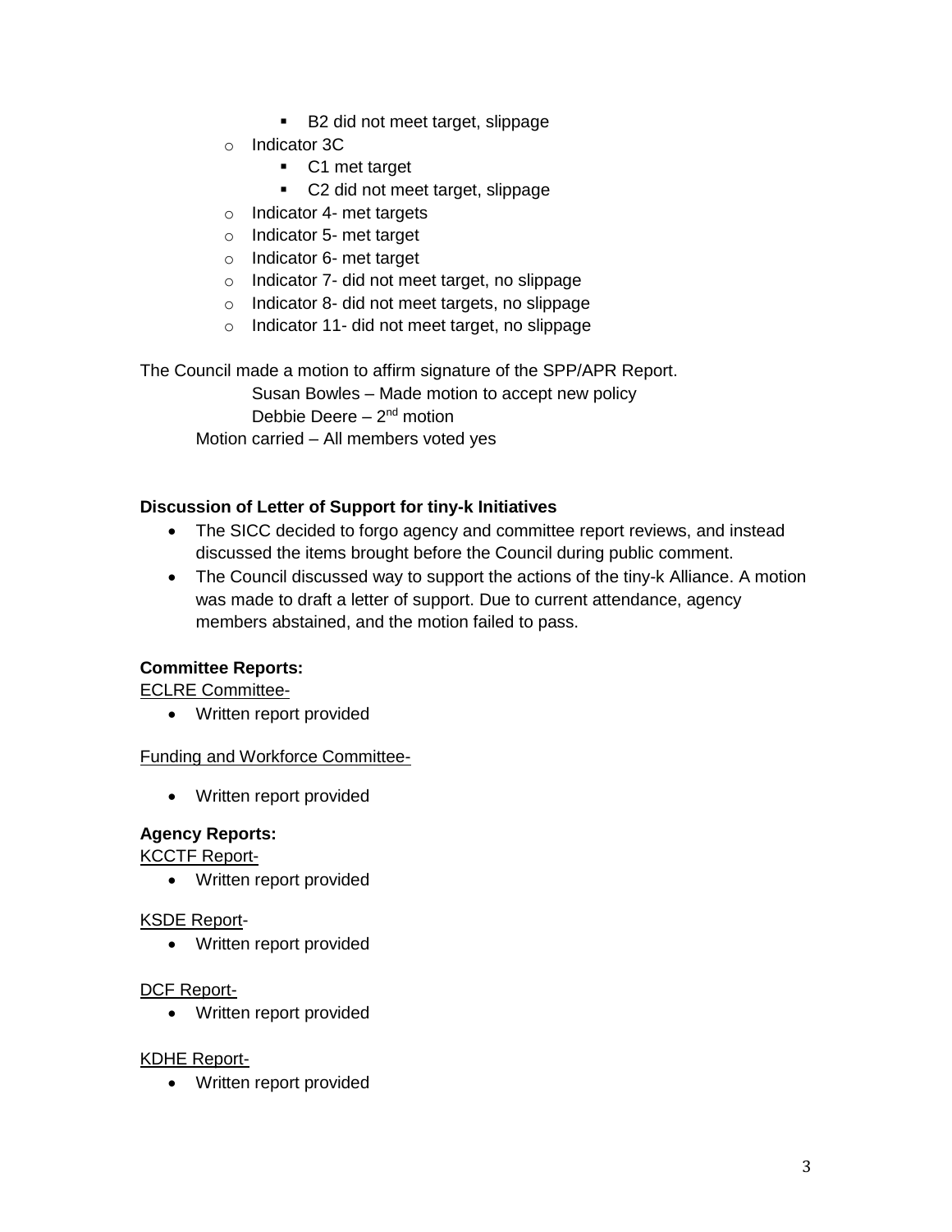- B2 did not meet target, slippage
    - Indicator 3C
        - C1 met target
        - C2 did not meet target, slippage
    - Indicator 4- met targets
    - Indicator 5- met target
    - Indicator 6- met target
    - Indicator 7- did not meet target, no slippage
    - Indicator 8- did not meet targets, no slippage
    - Indicator 11- did not meet target, no slippage

The Council made a motion to affirm signature of the SPP/APR Report.

Susan Bowles – Made motion to accept new policy

Debbie Deere – 2nd motion

Motion carried – All members voted yes

**Discussion of Letter of Support for tiny-k Initiatives**

- The SICC decided to forgo agency and committee report reviews, and instead discussed the items brought before the Council during public comment.
- The Council discussed way to support the actions of the tiny-k Alliance. A motion was made to draft a letter of support. Due to current attendance, agency members abstained, and the motion failed to pass.

**Committee Reports:**

ECLRE Committee-

- Written report provided

Funding and Workforce Committee-

- Written report provided

**Agency Reports:**

KCCTF Report-

- Written report provided

KSDE Report-

- Written report provided

DCF Report-

- Written report provided

KDHE Report-

- Written report provided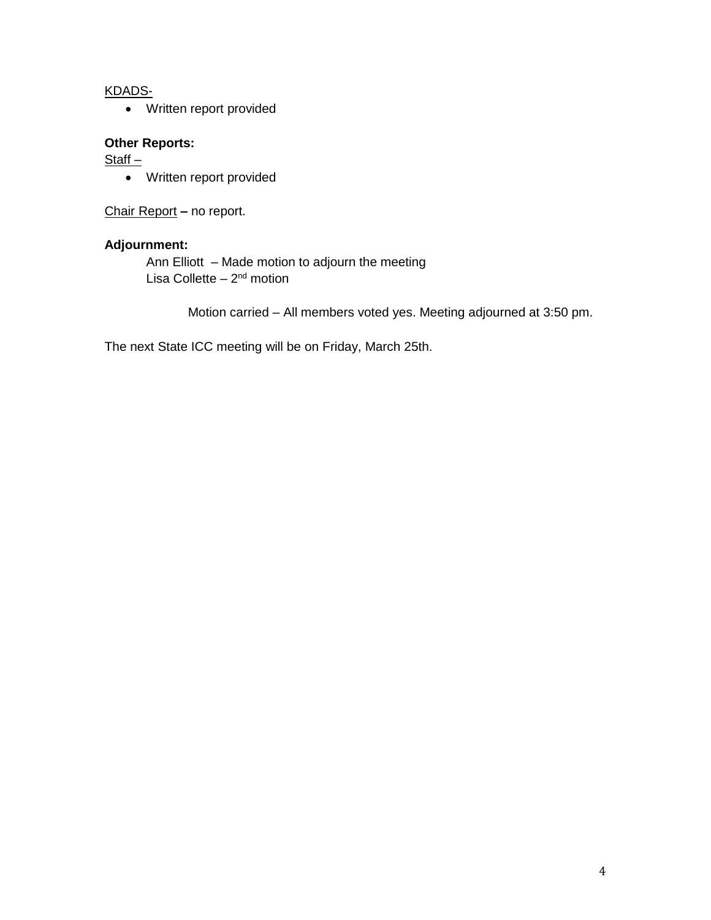KDADS-

- Written report provided

**Other Reports:**

Staff –

- Written report provided

Chair Report **–** no report.

**Adjournment:**

Ann Elliott – Made motion to adjourn the meeting
Lisa Collette – 2nd motion

Motion carried – All members voted yes. Meeting adjourned at 3:50 pm.

The next State ICC meeting will be on Friday, March 25th.